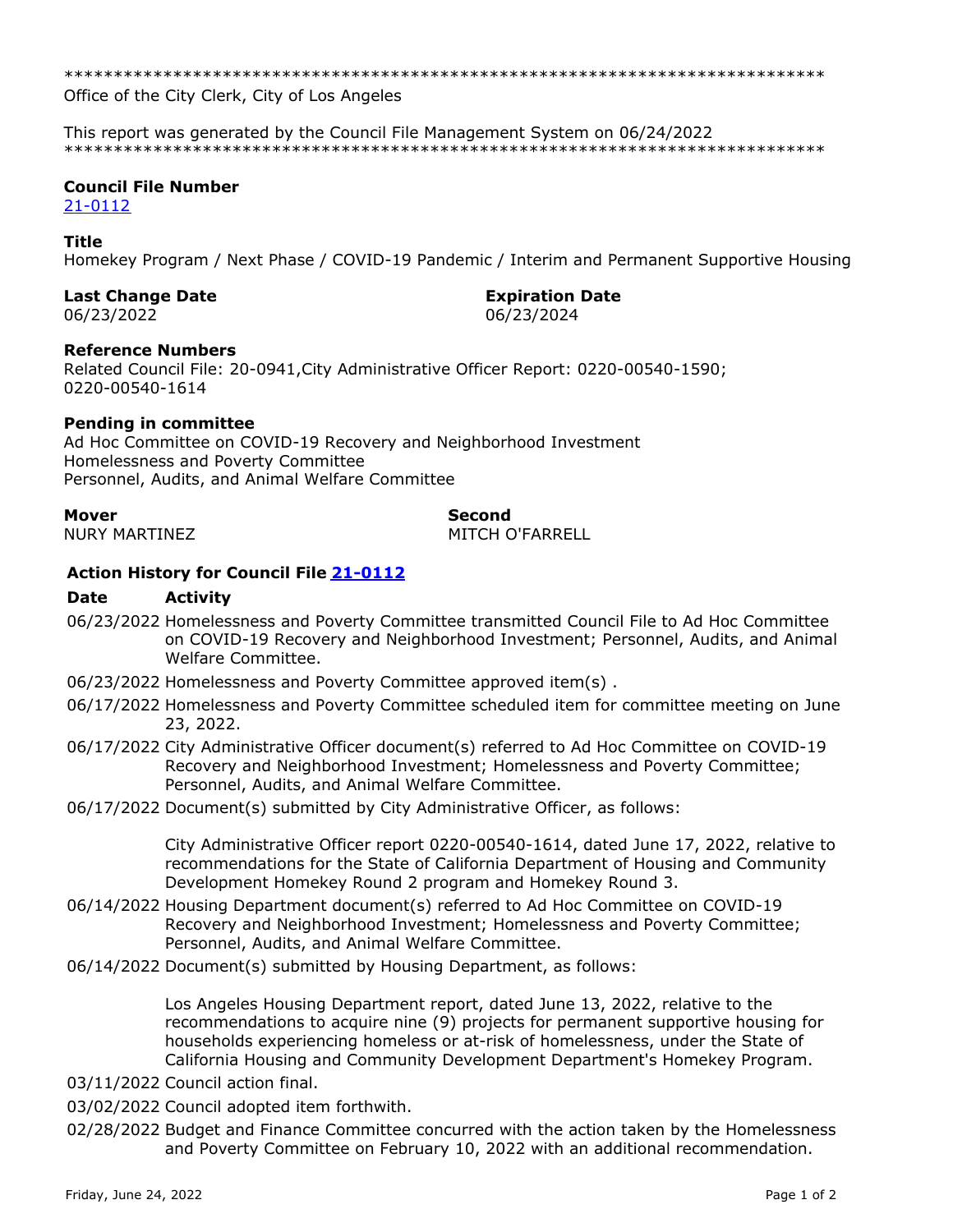******************************************************************************
Office of the City Clerk, City of Los Angeles

This report was generated by the Council File Management System on 06/24/2022
******************************************************************************

**Council File Number**
21-0112

**Title**
Homekey Program / Next Phase / COVID-19 Pandemic / Interim and Permanent Supportive Housing

**Last Change Date**
06/23/2022

**Expiration Date**
06/23/2024

**Reference Numbers**
Related Council File: 20-0941,City Administrative Officer Report: 0220-00540-1590; 0220-00540-1614

**Pending in committee**
Ad Hoc Committee on COVID-19 Recovery and Neighborhood Investment
Homelessness and Poverty Committee
Personnel, Audits, and Animal Welfare Committee

**Mover**
NURY MARTINEZ

**Second**
MITCH O'FARRELL

**Action History for Council File 21-0112**

| Date | Activity |
|---|---|
| 06/23/2022 | Homelessness and Poverty Committee transmitted Council File to Ad Hoc Committee on COVID-19 Recovery and Neighborhood Investment; Personnel, Audits, and Animal Welfare Committee. |
| 06/23/2022 | Homelessness and Poverty Committee approved item(s) . |
| 06/17/2022 | Homelessness and Poverty Committee scheduled item for committee meeting on June 23, 2022. |
| 06/17/2022 | City Administrative Officer document(s) referred to Ad Hoc Committee on COVID-19 Recovery and Neighborhood Investment; Homelessness and Poverty Committee; Personnel, Audits, and Animal Welfare Committee. |
| 06/17/2022 | Document(s) submitted by City Administrative Officer, as follows:<br><br>City Administrative Officer report 0220-00540-1614, dated June 17, 2022, relative to recommendations for the State of California Department of Housing and Community Development Homekey Round 2 program and Homekey Round 3. |
| 06/14/2022 | Housing Department document(s) referred to Ad Hoc Committee on COVID-19 Recovery and Neighborhood Investment; Homelessness and Poverty Committee; Personnel, Audits, and Animal Welfare Committee. |
| 06/14/2022 | Document(s) submitted by Housing Department, as follows:<br><br>Los Angeles Housing Department report, dated June 13, 2022, relative to the recommendations to acquire nine (9) projects for permanent supportive housing for households experiencing homeless or at-risk of homelessness, under the State of California Housing and Community Development Department's Homekey Program. |
| 03/11/2022 | Council action final. |
| 03/02/2022 | Council adopted item forthwith. |
| 02/28/2022 | Budget and Finance Committee concurred with the action taken by the Homelessness and Poverty Committee on February 10, 2022 with an additional recommendation. |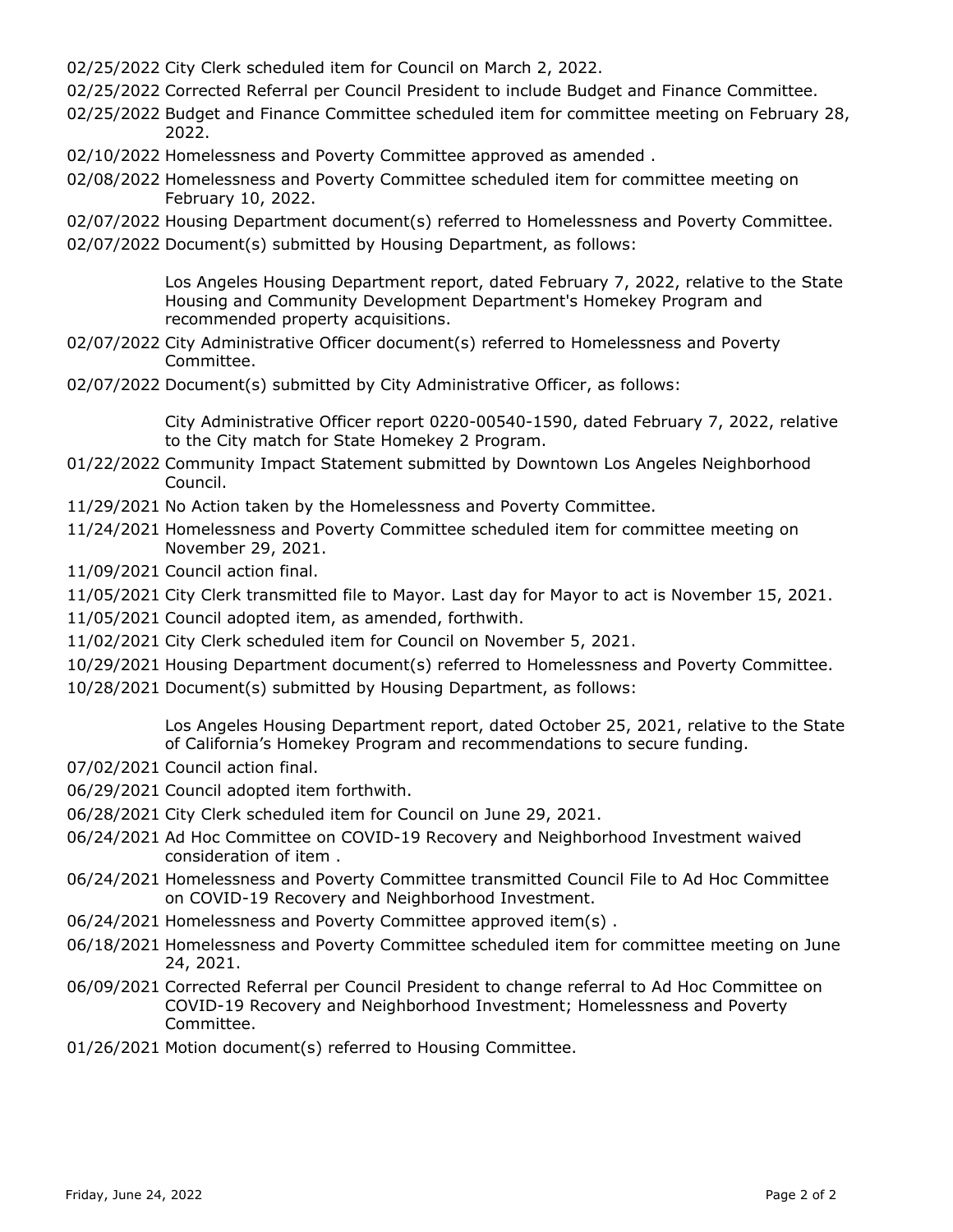02/25/2022 City Clerk scheduled item for Council on March 2, 2022.

02/25/2022 Corrected Referral per Council President to include Budget and Finance Committee.

02/25/2022 Budget and Finance Committee scheduled item for committee meeting on February 28, 2022.

02/10/2022 Homelessness and Poverty Committee approved as amended .

02/08/2022 Homelessness and Poverty Committee scheduled item for committee meeting on February 10, 2022.

02/07/2022 Housing Department document(s) referred to Homelessness and Poverty Committee.

02/07/2022 Document(s) submitted by Housing Department, as follows:

Los Angeles Housing Department report, dated February 7, 2022, relative to the State Housing and Community Development Department's Homekey Program and recommended property acquisitions.

02/07/2022 City Administrative Officer document(s) referred to Homelessness and Poverty Committee.

02/07/2022 Document(s) submitted by City Administrative Officer, as follows:

City Administrative Officer report 0220-00540-1590, dated February 7, 2022, relative to the City match for State Homekey 2 Program.

01/22/2022 Community Impact Statement submitted by Downtown Los Angeles Neighborhood Council.

11/29/2021 No Action taken by the Homelessness and Poverty Committee.

11/24/2021 Homelessness and Poverty Committee scheduled item for committee meeting on November 29, 2021.

11/09/2021 Council action final.

11/05/2021 City Clerk transmitted file to Mayor. Last day for Mayor to act is November 15, 2021.

11/05/2021 Council adopted item, as amended, forthwith.

11/02/2021 City Clerk scheduled item for Council on November 5, 2021.

10/29/2021 Housing Department document(s) referred to Homelessness and Poverty Committee.

10/28/2021 Document(s) submitted by Housing Department, as follows:

Los Angeles Housing Department report, dated October 25, 2021, relative to the State of California's Homekey Program and recommendations to secure funding.

07/02/2021 Council action final.

06/29/2021 Council adopted item forthwith.

06/28/2021 City Clerk scheduled item for Council on June 29, 2021.

06/24/2021 Ad Hoc Committee on COVID-19 Recovery and Neighborhood Investment waived consideration of item .

06/24/2021 Homelessness and Poverty Committee transmitted Council File to Ad Hoc Committee on COVID-19 Recovery and Neighborhood Investment.

06/24/2021 Homelessness and Poverty Committee approved item(s) .

06/18/2021 Homelessness and Poverty Committee scheduled item for committee meeting on June 24, 2021.

06/09/2021 Corrected Referral per Council President to change referral to Ad Hoc Committee on COVID-19 Recovery and Neighborhood Investment; Homelessness and Poverty Committee.

01/26/2021 Motion document(s) referred to Housing Committee.